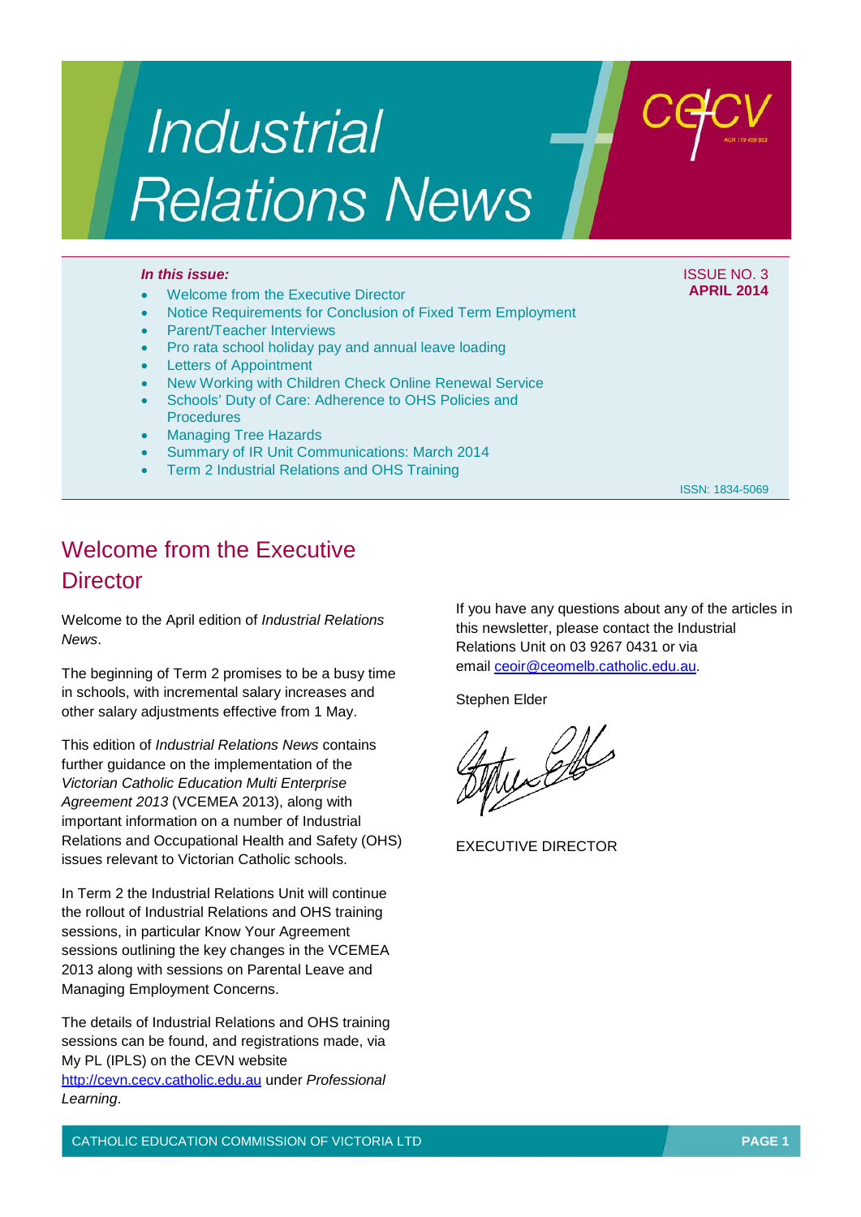# Industrial Relations News

**ISSUE NO. 3**
**APRIL 2014**

***In this issue:***

- Welcome from the Executive Director
- Notice Requirements for Conclusion of Fixed Term Employment
- Parent/Teacher Interviews
- Pro rata school holiday pay and annual leave loading
- Letters of Appointment
- New Working with Children Check Online Renewal Service
- Schools' Duty of Care: Adherence to OHS Policies and Procedures
- Managing Tree Hazards
- Summary of IR Unit Communications: March 2014
- Term 2 Industrial Relations and OHS Training

ISSN: 1834-5069

## Welcome from the Executive Director

Welcome to the April edition of *Industrial Relations News*.

The beginning of Term 2 promises to be a busy time in schools, with incremental salary increases and other salary adjustments effective from 1 May.

This edition of *Industrial Relations News* contains further guidance on the implementation of the *Victorian Catholic Education Multi Enterprise Agreement 2013* (VCEMEA 2013), along with important information on a number of Industrial Relations and Occupational Health and Safety (OHS) issues relevant to Victorian Catholic schools.

In Term 2 the Industrial Relations Unit will continue the rollout of Industrial Relations and OHS training sessions, in particular Know Your Agreement sessions outlining the key changes in the VCEMEA 2013 along with sessions on Parental Leave and Managing Employment Concerns.

The details of Industrial Relations and OHS training sessions can be found, and registrations made, via My PL (IPLS) on the CEVN website http://cevn.cecv.catholic.edu.au under *Professional Learning*.

If you have any questions about any of the articles in this newsletter, please contact the Industrial Relations Unit on 03 9267 0431 or via email ceoir@ceomelb.catholic.edu.au.

Stephen Elder

EXECUTIVE DIRECTOR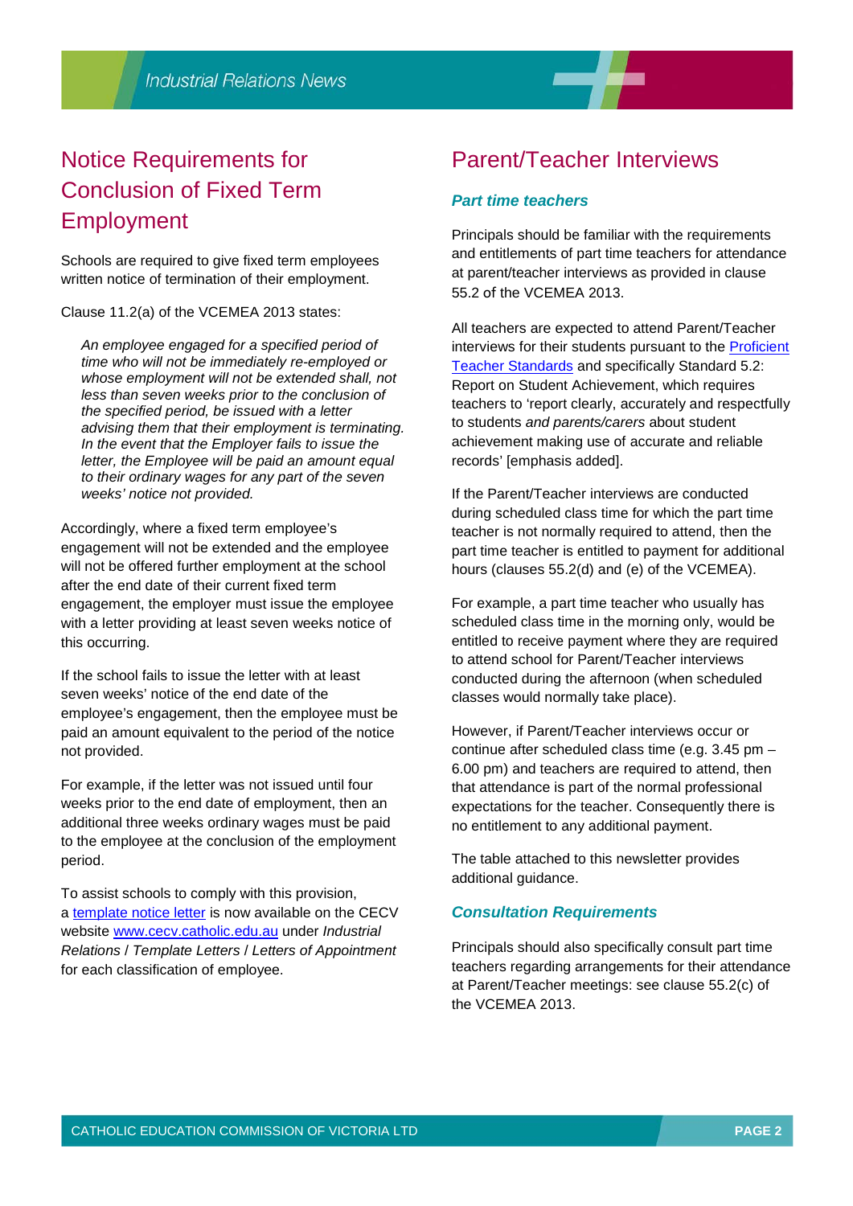## Notice Requirements for Conclusion of Fixed Term Employment

Schools are required to give fixed term employees written notice of termination of their employment.

Clause 11.2(a) of the VCEMEA 2013 states:

> *An employee engaged for a specified period of time who will not be immediately re-employed or whose employment will not be extended shall, not less than seven weeks prior to the conclusion of the specified period, be issued with a letter advising them that their employment is terminating. In the event that the Employer fails to issue the letter, the Employee will be paid an amount equal to their ordinary wages for any part of the seven weeks' notice not provided.*

Accordingly, where a fixed term employee's engagement will not be extended and the employee will not be offered further employment at the school after the end date of their current fixed term engagement, the employer must issue the employee with a letter providing at least seven weeks notice of this occurring.

If the school fails to issue the letter with at least seven weeks' notice of the end date of the employee's engagement, then the employee must be paid an amount equivalent to the period of the notice not provided.

For example, if the letter was not issued until four weeks prior to the end date of employment, then an additional three weeks ordinary wages must be paid to the employee at the conclusion of the employment period.

To assist schools to comply with this provision, a template notice letter is now available on the CECV website www.cecv.catholic.edu.au under *Industrial Relations* / *Template Letters* / *Letters of Appointment* for each classification of employee.

## Parent/Teacher Interviews

### *Part time teachers*

Principals should be familiar with the requirements and entitlements of part time teachers for attendance at parent/teacher interviews as provided in clause 55.2 of the VCEMEA 2013.

All teachers are expected to attend Parent/Teacher interviews for their students pursuant to the Proficient Teacher Standards and specifically Standard 5.2: Report on Student Achievement, which requires teachers to 'report clearly, accurately and respectfully to students *and parents/carers* about student achievement making use of accurate and reliable records' [emphasis added].

If the Parent/Teacher interviews are conducted during scheduled class time for which the part time teacher is not normally required to attend, then the part time teacher is entitled to payment for additional hours (clauses 55.2(d) and (e) of the VCEMEA).

For example, a part time teacher who usually has scheduled class time in the morning only, would be entitled to receive payment where they are required to attend school for Parent/Teacher interviews conducted during the afternoon (when scheduled classes would normally take place).

However, if Parent/Teacher interviews occur or continue after scheduled class time (e.g. 3.45 pm – 6.00 pm) and teachers are required to attend, then that attendance is part of the normal professional expectations for the teacher. Consequently there is no entitlement to any additional payment.

The table attached to this newsletter provides additional guidance.

### *Consultation Requirements*

Principals should also specifically consult part time teachers regarding arrangements for their attendance at Parent/Teacher meetings: see clause 55.2(c) of the VCEMEA 2013.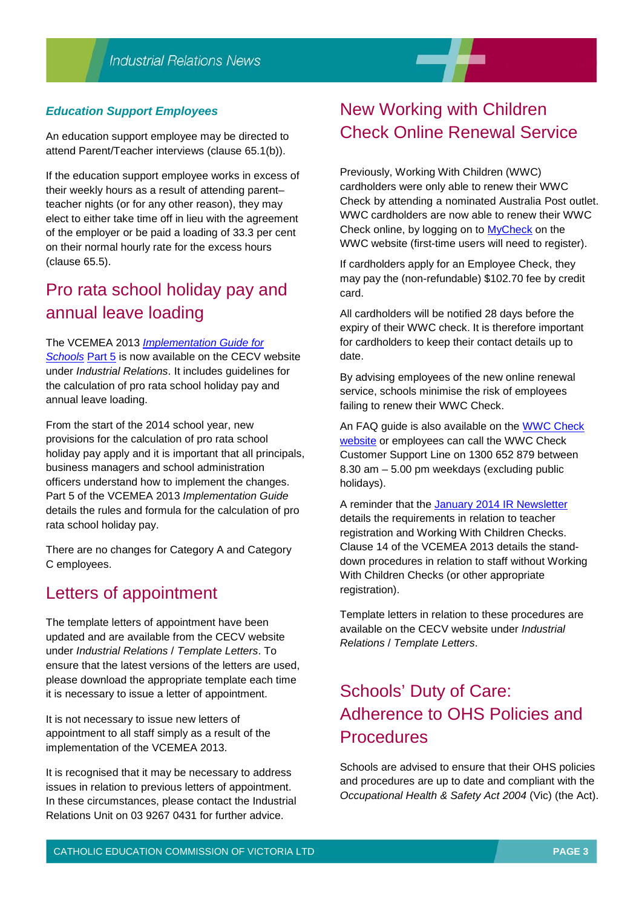### *Education Support Employees*

An education support employee may be directed to attend Parent/Teacher interviews (clause 65.1(b)).

If the education support employee works in excess of their weekly hours as a result of attending parent–teacher nights (or for any other reason), they may elect to either take time off in lieu with the agreement of the employer or be paid a loading of 33.3 per cent on their normal hourly rate for the excess hours (clause 65.5).

## Pro rata school holiday pay and annual leave loading

The VCEMEA 2013 *Implementation Guide for Schools* Part 5 is now available on the CECV website under *Industrial Relations*. It includes guidelines for the calculation of pro rata school holiday pay and annual leave loading.

From the start of the 2014 school year, new provisions for the calculation of pro rata school holiday pay apply and it is important that all principals, business managers and school administration officers understand how to implement the changes. Part 5 of the VCEMEA 2013 *Implementation Guide* details the rules and formula for the calculation of pro rata school holiday pay.

There are no changes for Category A and Category C employees.

## Letters of appointment

The template letters of appointment have been updated and are available from the CECV website under *Industrial Relations* / *Template Letters*. To ensure that the latest versions of the letters are used, please download the appropriate template each time it is necessary to issue a letter of appointment.

It is not necessary to issue new letters of appointment to all staff simply as a result of the implementation of the VCEMEA 2013.

It is recognised that it may be necessary to address issues in relation to previous letters of appointment. In these circumstances, please contact the Industrial Relations Unit on 03 9267 0431 for further advice.

## New Working with Children Check Online Renewal Service

Previously, Working With Children (WWC) cardholders were only able to renew their WWC Check by attending a nominated Australia Post outlet. WWC cardholders are now able to renew their WWC Check online, by logging on to MyCheck on the WWC website (first-time users will need to register).

If cardholders apply for an Employee Check, they may pay the (non-refundable) $102.70 fee by credit card.

All cardholders will be notified 28 days before the expiry of their WWC check. It is therefore important for cardholders to keep their contact details up to date.

By advising employees of the new online renewal service, schools minimise the risk of employees failing to renew their WWC Check.

An FAQ guide is also available on the WWC Check website or employees can call the WWC Check Customer Support Line on 1300 652 879 between 8.30 am – 5.00 pm weekdays (excluding public holidays).

A reminder that the January 2014 IR Newsletter details the requirements in relation to teacher registration and Working With Children Checks. Clause 14 of the VCEMEA 2013 details the stand-down procedures in relation to staff without Working With Children Checks (or other appropriate registration).

Template letters in relation to these procedures are available on the CECV website under *Industrial Relations* / *Template Letters*.

## Schools' Duty of Care: Adherence to OHS Policies and Procedures

Schools are advised to ensure that their OHS policies and procedures are up to date and compliant with the *Occupational Health & Safety Act 2004* (Vic) (the Act).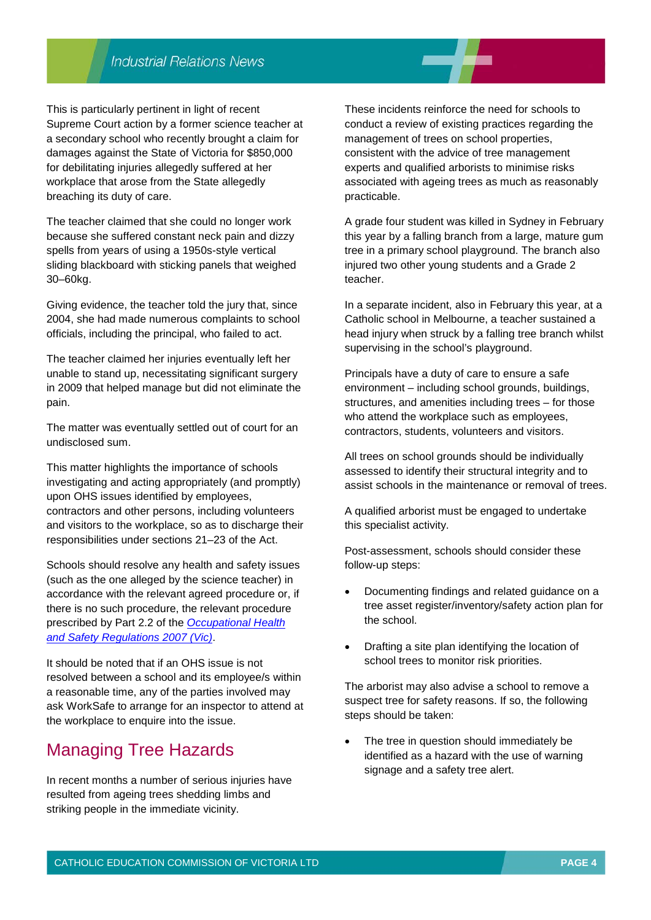This is particularly pertinent in light of recent Supreme Court action by a former science teacher at a secondary school who recently brought a claim for damages against the State of Victoria for $850,000 for debilitating injuries allegedly suffered at her workplace that arose from the State allegedly breaching its duty of care.

The teacher claimed that she could no longer work because she suffered constant neck pain and dizzy spells from years of using a 1950s-style vertical sliding blackboard with sticking panels that weighed 30–60kg.

Giving evidence, the teacher told the jury that, since 2004, she had made numerous complaints to school officials, including the principal, who failed to act.

The teacher claimed her injuries eventually left her unable to stand up, necessitating significant surgery in 2009 that helped manage but did not eliminate the pain.

The matter was eventually settled out of court for an undisclosed sum.

This matter highlights the importance of schools investigating and acting appropriately (and promptly) upon OHS issues identified by employees, contractors and other persons, including volunteers and visitors to the workplace, so as to discharge their responsibilities under sections 21–23 of the Act.

Schools should resolve any health and safety issues (such as the one alleged by the science teacher) in accordance with the relevant agreed procedure or, if there is no such procedure, the relevant procedure prescribed by Part 2.2 of the *Occupational Health and Safety Regulations 2007 (Vic)*.

It should be noted that if an OHS issue is not resolved between a school and its employee/s within a reasonable time, any of the parties involved may ask WorkSafe to arrange for an inspector to attend at the workplace to enquire into the issue.

## Managing Tree Hazards

In recent months a number of serious injuries have resulted from ageing trees shedding limbs and striking people in the immediate vicinity.

These incidents reinforce the need for schools to conduct a review of existing practices regarding the management of trees on school properties, consistent with the advice of tree management experts and qualified arborists to minimise risks associated with ageing trees as much as reasonably practicable.

A grade four student was killed in Sydney in February this year by a falling branch from a large, mature gum tree in a primary school playground. The branch also injured two other young students and a Grade 2 teacher.

In a separate incident, also in February this year, at a Catholic school in Melbourne, a teacher sustained a head injury when struck by a falling tree branch whilst supervising in the school's playground.

Principals have a duty of care to ensure a safe environment – including school grounds, buildings, structures, and amenities including trees – for those who attend the workplace such as employees, contractors, students, volunteers and visitors.

All trees on school grounds should be individually assessed to identify their structural integrity and to assist schools in the maintenance or removal of trees.

A qualified arborist must be engaged to undertake this specialist activity.

Post-assessment, schools should consider these follow-up steps:

- Documenting findings and related guidance on a tree asset register/inventory/safety action plan for the school.
- Drafting a site plan identifying the location of school trees to monitor risk priorities.

The arborist may also advise a school to remove a suspect tree for safety reasons. If so, the following steps should be taken:

- The tree in question should immediately be identified as a hazard with the use of warning signage and a safety tree alert.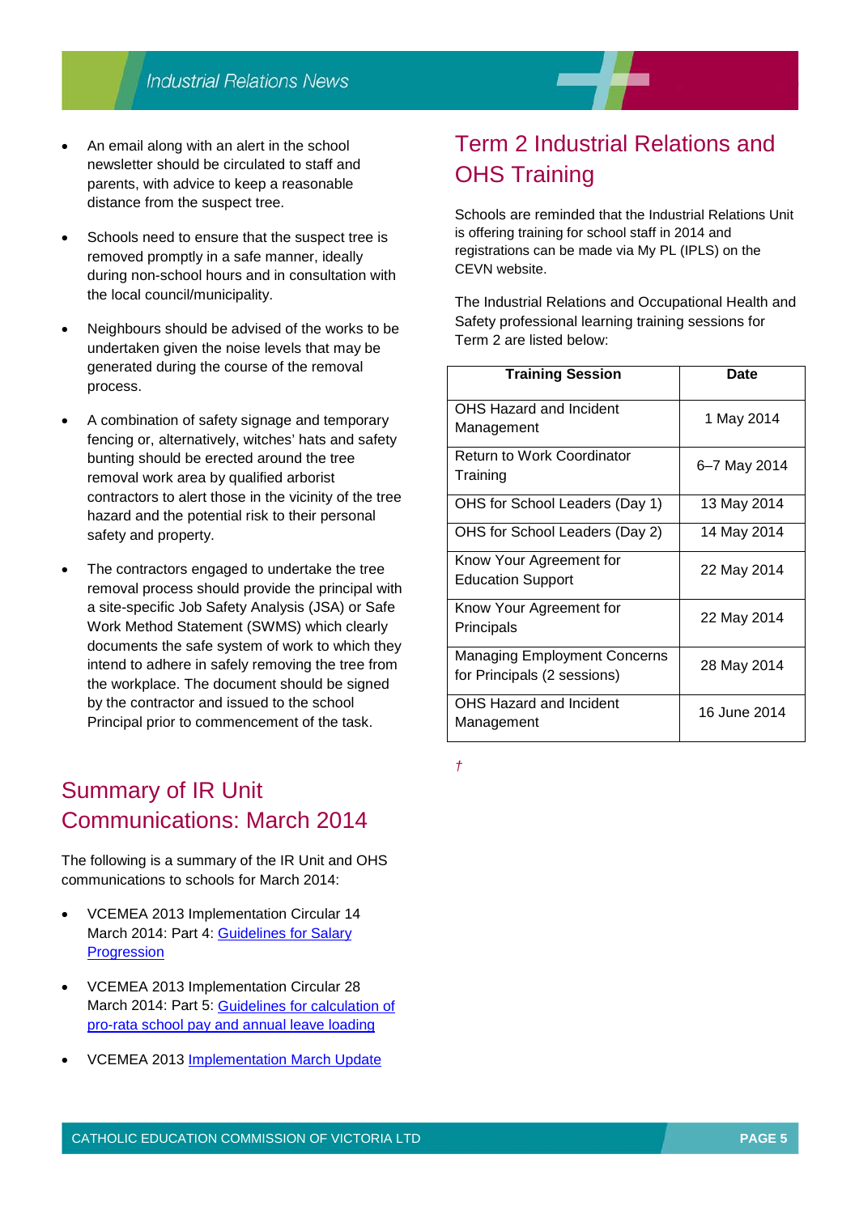- An email along with an alert in the school newsletter should be circulated to staff and parents, with advice to keep a reasonable distance from the suspect tree.
- Schools need to ensure that the suspect tree is removed promptly in a safe manner, ideally during non-school hours and in consultation with the local council/municipality.
- Neighbours should be advised of the works to be undertaken given the noise levels that may be generated during the course of the removal process.
- A combination of safety signage and temporary fencing or, alternatively, witches' hats and safety bunting should be erected around the tree removal work area by qualified arborist contractors to alert those in the vicinity of the tree hazard and the potential risk to their personal safety and property.
- The contractors engaged to undertake the tree removal process should provide the principal with a site-specific Job Safety Analysis (JSA) or Safe Work Method Statement (SWMS) which clearly documents the safe system of work to which they intend to adhere in safely removing the tree from the workplace. The document should be signed by the contractor and issued to the school Principal prior to commencement of the task.

## Summary of IR Unit Communications: March 2014

The following is a summary of the IR Unit and OHS communications to schools for March 2014:

- VCEMEA 2013 Implementation Circular 14 March 2014: Part 4: Guidelines for Salary Progression
- VCEMEA 2013 Implementation Circular 28 March 2014: Part 5: Guidelines for calculation of pro-rata school pay and annual leave loading
- VCEMEA 2013 Implementation March Update

## Term 2 Industrial Relations and OHS Training

Schools are reminded that the Industrial Relations Unit is offering training for school staff in 2014 and registrations can be made via My PL (IPLS) on the CEVN website.

The Industrial Relations and Occupational Health and Safety professional learning training sessions for Term 2 are listed below:

| Training Session | Date |
|---|---|
| OHS Hazard and Incident Management | 1 May 2014 |
| Return to Work Coordinator Training | 6–7 May 2014 |
| OHS for School Leaders (Day 1) | 13 May 2014 |
| OHS for School Leaders (Day 2) | 14 May 2014 |
| Know Your Agreement for Education Support | 22 May 2014 |
| Know Your Agreement for Principals | 22 May 2014 |
| Managing Employment Concerns for Principals (2 sessions) | 28 May 2014 |
| OHS Hazard and Incident Management | 16 June 2014 |

†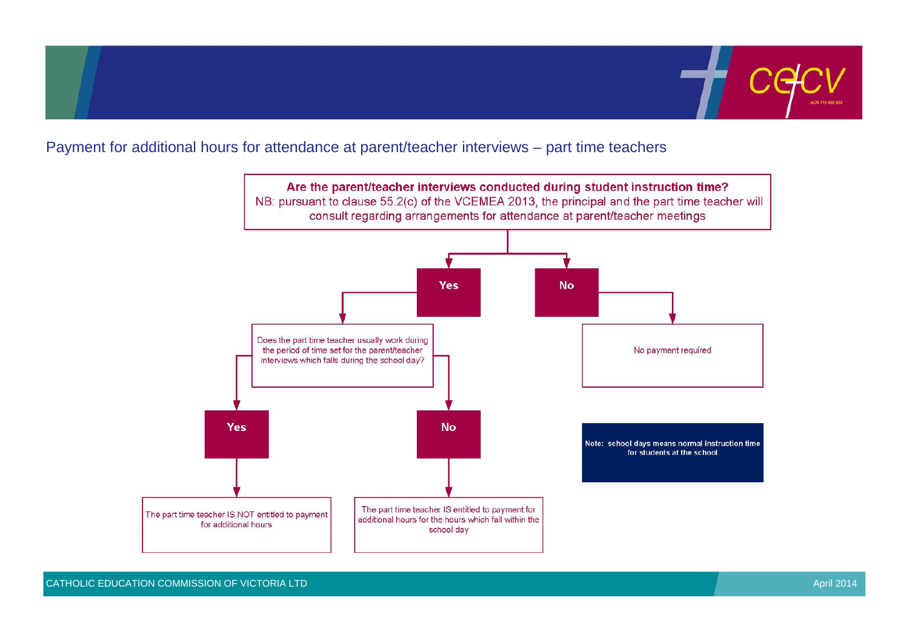## Payment for additional hours for attendance at parent/teacher interviews – part time teachers

**Are the parent/teacher interviews conducted during student instruction time?**
NB: pursuant to clause 55.2(c) of the VCEMEA 2013, the principal and the part time teacher will consult regarding arrangements for attendance at parent/teacher meetings

- **Yes**
  - Does the part time teacher usually work during the period of time set for the parent/teacher interviews which falls during the school day?
    - **Yes**
      - The part time teacher IS NOT entitled to payment for additional hours
    - **No**
      - The part time teacher IS entitled to payment for additional hours for the hours which fall within the school day
- **No**
  - No payment required

**Note: school days means normal instruction time for students at the school**

CATHOLIC EDUCATION COMMISSION OF VICTORIA LTD

April 2014